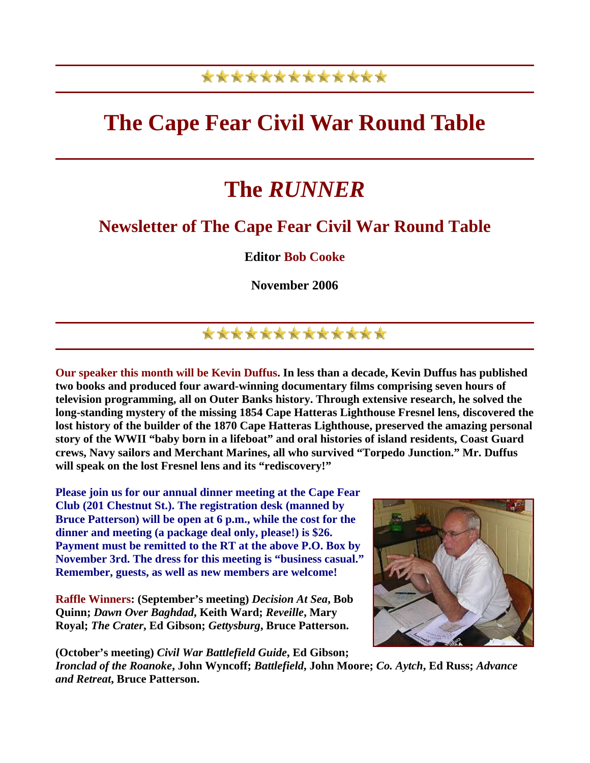# The Cape Fear Civil War Round Table

# The *RUNNER*

## Newsletter of The Cape Fear Civil War Round Table

**Editor Bob Cooke**

**November 2006**

**Our speaker this month will be Kevin Duffus. In less than a decade, Kevin Duffus has published two books and produced four award-winning documentary films comprising seven hours of television programming, all on Outer Banks history. Through extensive research, he solved the long-standing mystery of the missing 1854 Cape Hatteras Lighthouse Fresnel lens, discovered the lost history of the builder of the 1870 Cape Hatteras Lighthouse, preserved the amazing personal story of the WWII "baby born in a lifeboat" and oral histories of island residents, Coast Guard crews, Navy sailors and Merchant Marines, all who survived "Torpedo Junction." Mr. Duffus will speak on the lost Fresnel lens and its "rediscovery!"**

**Please join us for our annual dinner meeting at the Cape Fear Club (201 Chestnut St.). The registration desk (manned by Bruce Patterson) will be open at 6 p.m., while the cost for the dinner and meeting (a package deal only, please!) is $26. Payment must be remitted to the RT at the above P.O. Box by November 3rd. The dress for this meeting is "business casual." Remember, guests, as well as new members are welcome!**

**Raffle Winners: (September's meeting) *Decision At Sea*, Bob Quinn; *Dawn Over Baghdad*, Keith Ward; *Reveille*, Mary Royal; *The Crater*, Ed Gibson; *Gettysburg*, Bruce Patterson.**

**(October's meeting) *Civil War Battlefield Guide*, Ed Gibson; *Ironclad of the Roanoke*, John Wyncoff; *Battlefield*, John Moore; *Co. Aytch*, Ed Russ; *Advance and Retreat*, Bruce Patterson.**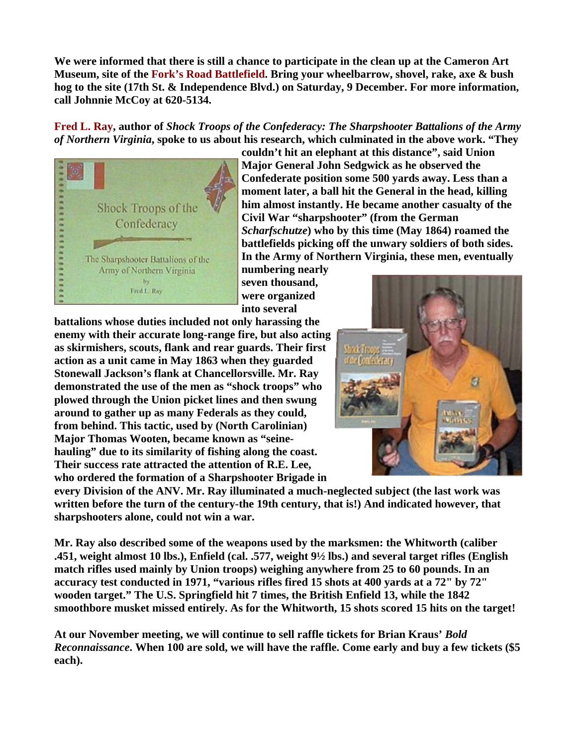**We were informed that there is still a chance to participate in the clean up at the Cameron Art Museum, site of the Fork's Road Battlefield. Bring your wheelbarrow, shovel, rake, axe & bush hog to the site (17th St. & Independence Blvd.) on Saturday, 9 December. For more information, call Johnnie McCoy at 620-5134.**

**Fred L. Ray, author of *Shock Troops of the Confederacy: The Sharpshooter Battalions of the Army of Northern Virginia*, spoke to us about his research, which culminated in the above work. "They couldn't hit an elephant at this distance", said Union Major General John Sedgwick as he observed the Confederate position some 500 yards away. Less than a moment later, a ball hit the General in the head, killing him almost instantly. He became another casualty of the Civil War "sharpshooter" (from the German *Scharfschutze*) who by this time (May 1864) roamed the battlefields picking off the unwary soldiers of both sides. In the Army of Northern Virginia, these men, eventually numbering nearly seven thousand, were organized into several battalions whose duties included not only harassing the enemy with their accurate long-range fire, but also acting as skirmishers, scouts, flank and rear guards. Their first action as a unit came in May 1863 when they guarded Stonewall Jackson's flank at Chancellorsville. Mr. Ray demonstrated the use of the men as "shock troops" who plowed through the Union picket lines and then swung around to gather up as many Federals as they could, from behind. This tactic, used by (North Carolinian) Major Thomas Wooten, became known as "seine-hauling" due to its similarity of fishing along the coast. Their success rate attracted the attention of R.E. Lee, who ordered the formation of a Sharpshooter Brigade in every Division of the ANV. Mr. Ray illuminated a much-neglected subject (the last work was written before the turn of the century-the 19th century, that is!) And indicated however, that sharpshooters alone, could not win a war.**

**Mr. Ray also described some of the weapons used by the marksmen: the Whitworth (caliber .451, weight almost 10 lbs.), Enfield (cal. .577, weight 9½ lbs.) and several target rifles (English match rifles used mainly by Union troops) weighing anywhere from 25 to 60 pounds. In an accuracy test conducted in 1971, "various rifles fired 15 shots at 400 yards at a 72" by 72" wooden target." The U.S. Springfield hit 7 times, the British Enfield 13, while the 1842 smoothbore musket missed entirely. As for the Whitworth, 15 shots scored 15 hits on the target!**

**At our November meeting, we will continue to sell raffle tickets for Brian Kraus' *Bold Reconnaissance*. When 100 are sold, we will have the raffle. Come early and buy a few tickets ($5 each).**